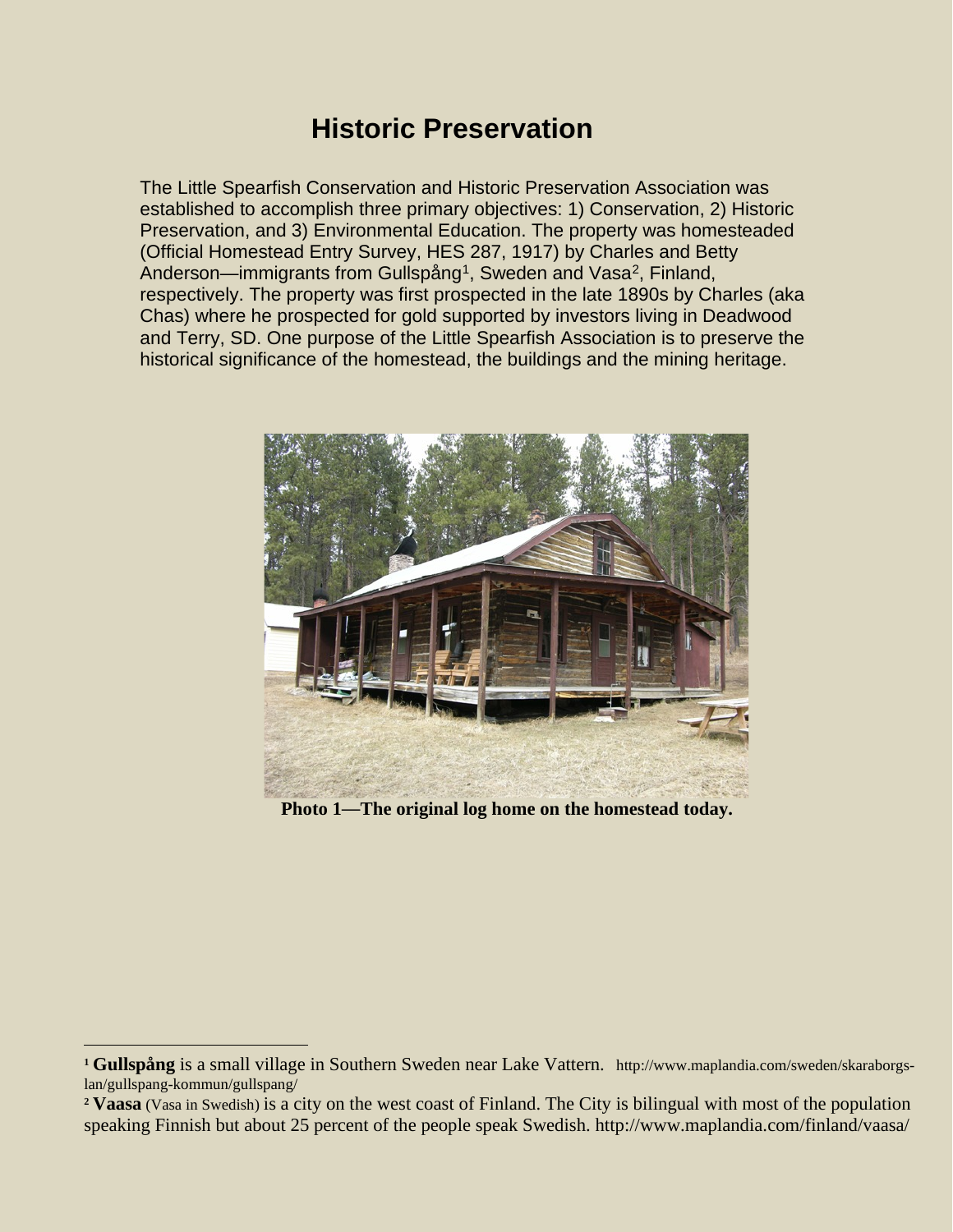# Historic Preservation

The Little Spearfish Conservation and Historic Preservation Association was established to accomplish three primary objectives: 1) Conservation, 2) Historic Preservation, and 3) Environmental Education. The property was homesteaded (Official Homestead Entry Survey, HES 287, 1917) by Charles and Betty Anderson—immigrants from Gullspång[1], Sweden and Vasa[2], Finland, respectively. The property was first prospected in the late 1890s by Charles (aka Chas) where he prospected for gold supported by investors living in Deadwood and Terry, SD. One purpose of the Little Spearfish Association is to preserve the historical significance of the homestead, the buildings and the mining heritage.

**Photo 1—The original log home on the homestead today.**

---

[1] **Gullspång** is a small village in Southern Sweden near Lake Vattern. http://www.maplandia.com/sweden/skaraborgs-lan/gullspang-kommun/gullspang/

[2] **Vaasa** (Vasa in Swedish) is a city on the west coast of Finland. The City is bilingual with most of the population speaking Finnish but about 25 percent of the people speak Swedish. http://www.maplandia.com/finland/vaasa/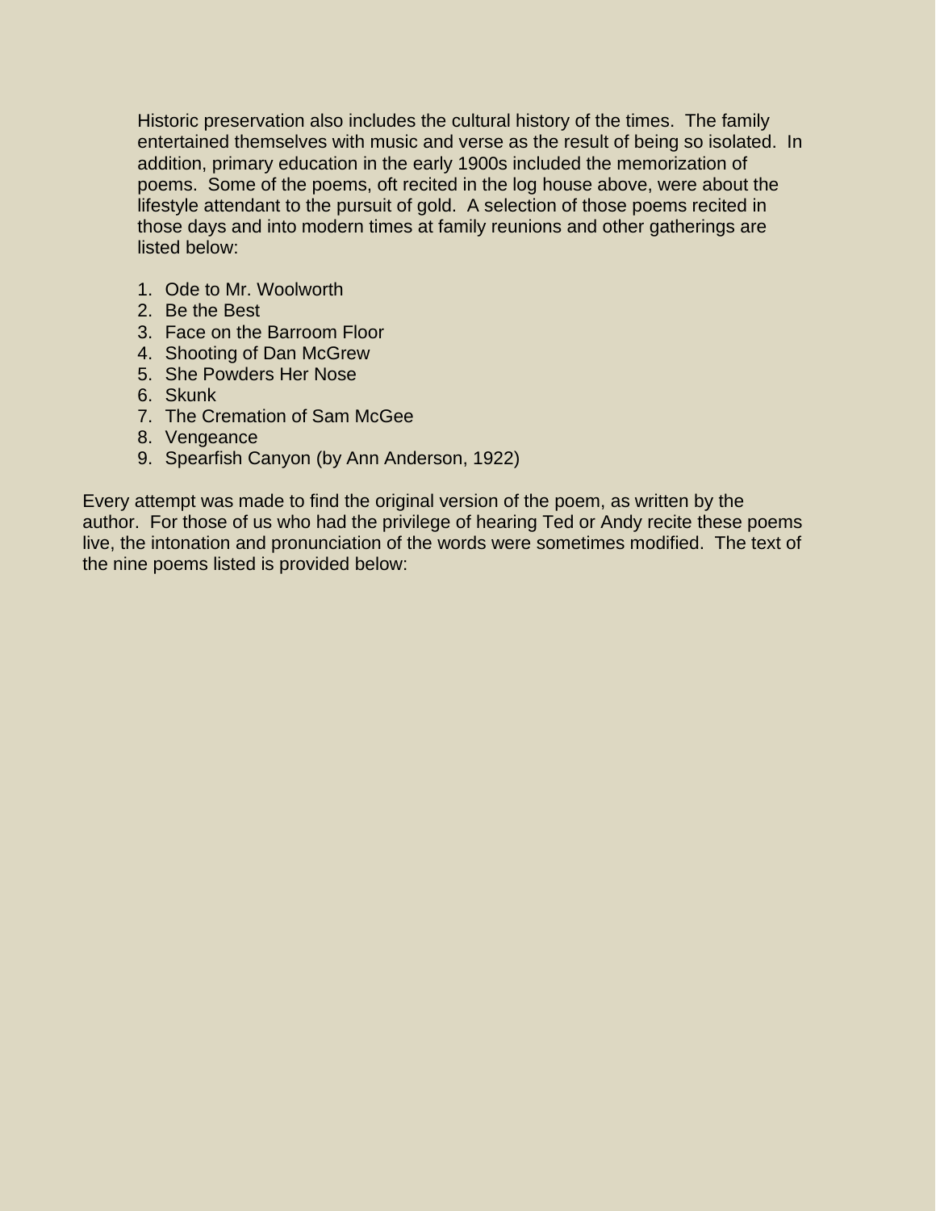Historic preservation also includes the cultural history of the times. The family entertained themselves with music and verse as the result of being so isolated. In addition, primary education in the early 1900s included the memorization of poems. Some of the poems, oft recited in the log house above, were about the lifestyle attendant to the pursuit of gold. A selection of those poems recited in those days and into modern times at family reunions and other gatherings are listed below:

1. Ode to Mr. Woolworth
2. Be the Best
3. Face on the Barroom Floor
4. Shooting of Dan McGrew
5. She Powders Her Nose
6. Skunk
7. The Cremation of Sam McGee
8. Vengeance
9. Spearfish Canyon (by Ann Anderson, 1922)

Every attempt was made to find the original version of the poem, as written by the author. For those of us who had the privilege of hearing Ted or Andy recite these poems live, the intonation and pronunciation of the words were sometimes modified. The text of the nine poems listed is provided below: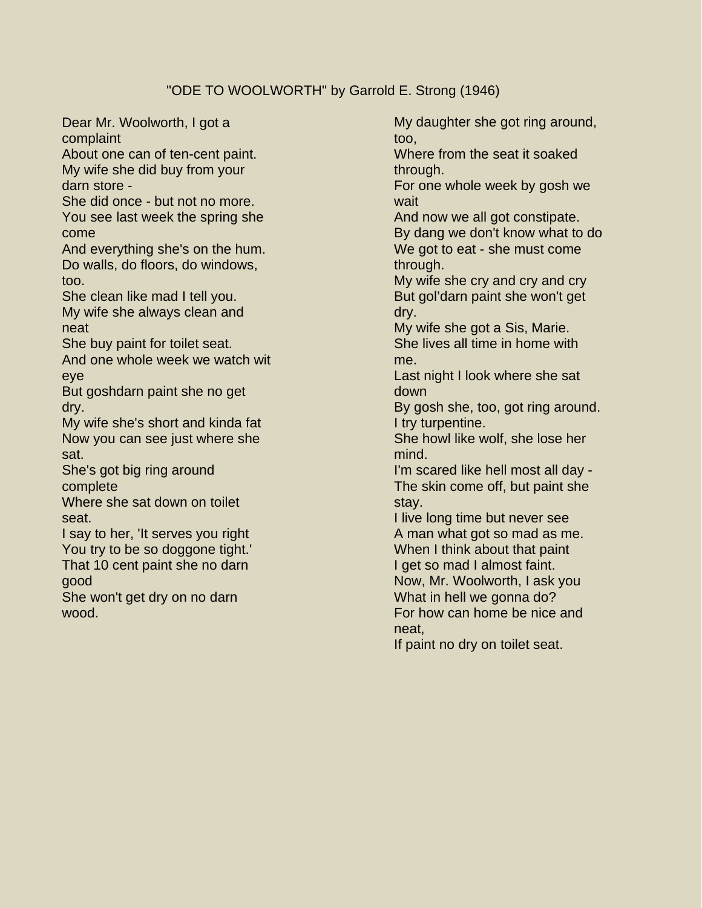"ODE TO WOOLWORTH" by Garrold E. Strong (1946)

Dear Mr. Woolworth, I got a complaint
About one can of ten-cent paint.
My wife she did buy from your darn store -
She did once - but not no more.
You see last week the spring she come
And everything she's on the hum.
Do walls, do floors, do windows, too.
She clean like mad I tell you.
My wife she always clean and neat
She buy paint for toilet seat.
And one whole week we watch wit eye
But goshdarn paint she no get dry.
My wife she's short and kinda fat
Now you can see just where she sat.
She's got big ring around complete
Where she sat down on toilet seat.
I say to her, 'It serves you right
You try to be so doggone tight.'
That 10 cent paint she no darn good
She won't get dry on no darn wood.
My daughter she got ring around, too,
Where from the seat it soaked through.
For one whole week by gosh we wait
And now we all got constipate.
By dang we don't know what to do
We got to eat - she must come through.
My wife she cry and cry and cry
But gol'darn paint she won't get dry.
My wife she got a Sis, Marie.
She lives all time in home with me.
Last night I look where she sat down
By gosh she, too, got ring around.
I try turpentine.
She howl like wolf, she lose her mind.
I'm scared like hell most all day -
The skin come off, but paint she stay.
I live long time but never see
A man what got so mad as me.
When I think about that paint
I get so mad I almost faint.
Now, Mr. Woolworth, I ask you
What in hell we gonna do?
For how can home be nice and neat,
If paint no dry on toilet seat.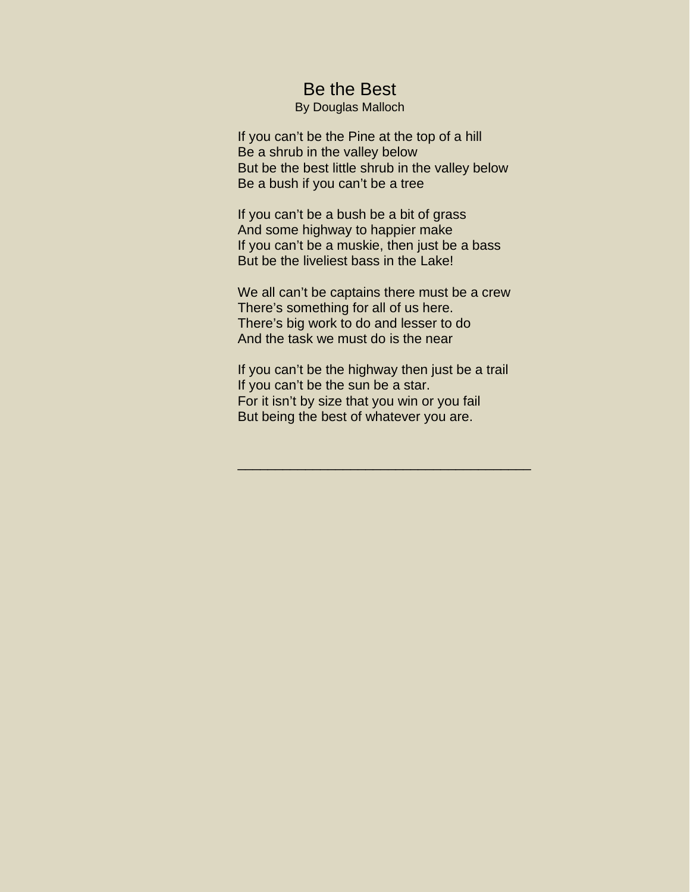# Be the Best

By Douglas Malloch

If you can't be the Pine at the top of a hill  
Be a shrub in the valley below  
But be the best little shrub in the valley below  
Be a bush if you can't be a tree

If you can't be a bush be a bit of grass  
And some highway to happier make  
If you can't be a muskie, then just be a bass  
But be the liveliest bass in the Lake!

We all can't be captains there must be a crew  
There's something for all of us here.  
There's big work to do and lesser to do  
And the task we must do is the near

If you can't be the highway then just be a trail  
If you can't be the sun be a star.  
For it isn't by size that you win or you fail  
But being the best of whatever you are.

---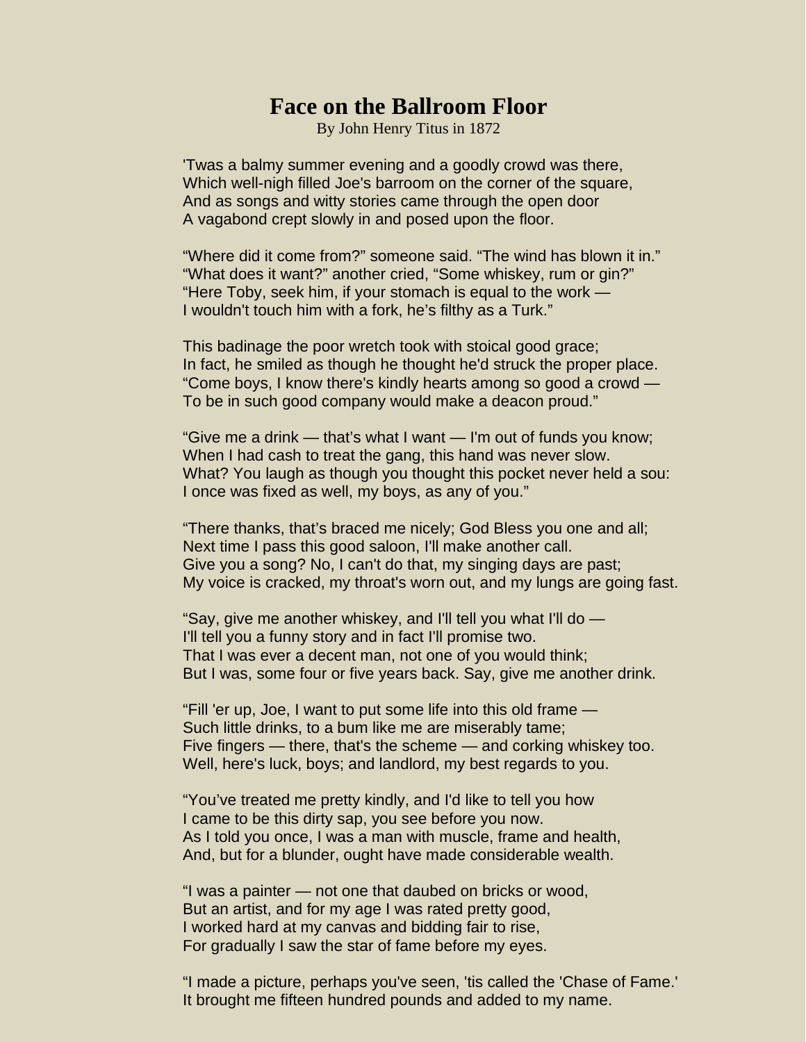# Face on the Ballroom Floor

By John Henry Titus in 1872

'Twas a balmy summer evening and a goodly crowd was there,
Which well-nigh filled Joe's barroom on the corner of the square,
And as songs and witty stories came through the open door
A vagabond crept slowly in and posed upon the floor.

"Where did it come from?" someone said. "The wind has blown it in."
"What does it want?" another cried, "Some whiskey, rum or gin?"
"Here Toby, seek him, if your stomach is equal to the work —
I wouldn't touch him with a fork, he's filthy as a Turk."

This badinage the poor wretch took with stoical good grace;
In fact, he smiled as though he thought he'd struck the proper place.
"Come boys, I know there's kindly hearts among so good a crowd —
To be in such good company would make a deacon proud."

"Give me a drink — that's what I want — I'm out of funds you know;
When I had cash to treat the gang, this hand was never slow.
What? You laugh as though you thought this pocket never held a sou:
I once was fixed as well, my boys, as any of you."

"There thanks, that's braced me nicely; God Bless you one and all;
Next time I pass this good saloon, I'll make another call.
Give you a song? No, I can't do that, my singing days are past;
My voice is cracked, my throat's worn out, and my lungs are going fast.

"Say, give me another whiskey, and I'll tell you what I'll do —
I'll tell you a funny story and in fact I'll promise two.
That I was ever a decent man, not one of you would think;
But I was, some four or five years back. Say, give me another drink.

"Fill 'er up, Joe, I want to put some life into this old frame —
Such little drinks, to a bum like me are miserably tame;
Five fingers — there, that's the scheme — and corking whiskey too.
Well, here's luck, boys; and landlord, my best regards to you.

"You've treated me pretty kindly, and I'd like to tell you how
I came to be this dirty sap, you see before you now.
As I told you once, I was a man with muscle, frame and health,
And, but for a blunder, ought have made considerable wealth.

"I was a painter — not one that daubed on bricks or wood,
But an artist, and for my age I was rated pretty good,
I worked hard at my canvas and bidding fair to rise,
For gradually I saw the star of fame before my eyes.

"I made a picture, perhaps you've seen, 'tis called the 'Chase of Fame.'
It brought me fifteen hundred pounds and added to my name.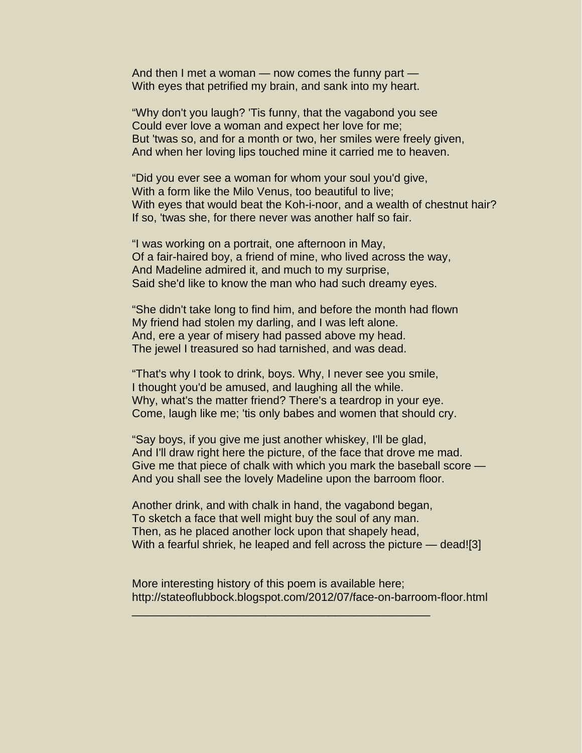And then I met a woman — now comes the funny part —
With eyes that petrified my brain, and sank into my heart.

"Why don't you laugh? 'Tis funny, that the vagabond you see
Could ever love a woman and expect her love for me;
But 'twas so, and for a month or two, her smiles were freely given,
And when her loving lips touched mine it carried me to heaven.

"Did you ever see a woman for whom your soul you'd give,
With a form like the Milo Venus, too beautiful to live;
With eyes that would beat the Koh-i-noor, and a wealth of chestnut hair?
If so, 'twas she, for there never was another half so fair.

"I was working on a portrait, one afternoon in May,
Of a fair-haired boy, a friend of mine, who lived across the way,
And Madeline admired it, and much to my surprise,
Said she'd like to know the man who had such dreamy eyes.

"She didn't take long to find him, and before the month had flown
My friend had stolen my darling, and I was left alone.
And, ere a year of misery had passed above my head.
The jewel I treasured so had tarnished, and was dead.

"That's why I took to drink, boys. Why, I never see you smile,
I thought you'd be amused, and laughing all the while.
Why, what's the matter friend? There's a teardrop in your eye.
Come, laugh like me; 'tis only babes and women that should cry.

"Say boys, if you give me just another whiskey, I'll be glad,
And I'll draw right here the picture, of the face that drove me mad.
Give me that piece of chalk with which you mark the baseball score —
And you shall see the lovely Madeline upon the barroom floor.

Another drink, and with chalk in hand, the vagabond began,
To sketch a face that well might buy the soul of any man.
Then, as he placed another lock upon that shapely head,
With a fearful shriek, he leaped and fell across the picture — dead![3]

More interesting history of this poem is available here;
http://stateoflubbock.blogspot.com/2012/07/face-on-barroom-floor.html

---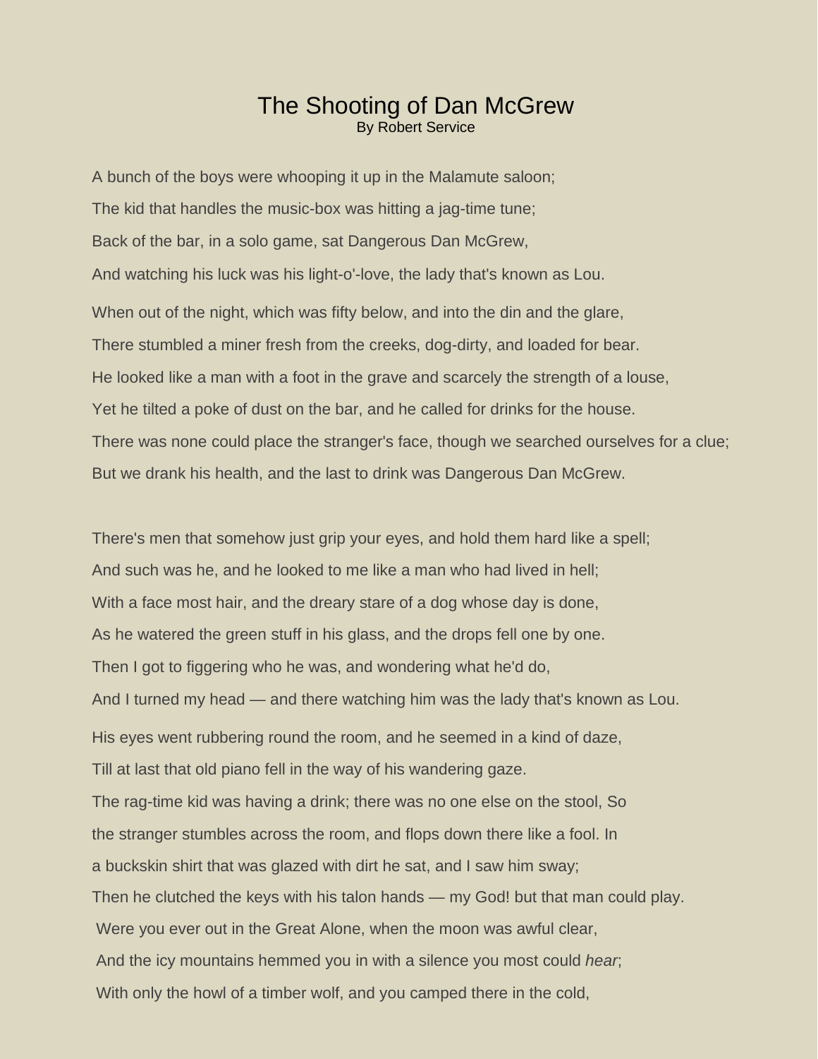# The Shooting of Dan McGrew

By Robert Service

A bunch of the boys were whooping it up in the Malamute saloon;

The kid that handles the music-box was hitting a jag-time tune;

Back of the bar, in a solo game, sat Dangerous Dan McGrew,

And watching his luck was his light-o'-love, the lady that's known as Lou.

When out of the night, which was fifty below, and into the din and the glare,

There stumbled a miner fresh from the creeks, dog-dirty, and loaded for bear.

He looked like a man with a foot in the grave and scarcely the strength of a louse,

Yet he tilted a poke of dust on the bar, and he called for drinks for the house.

There was none could place the stranger's face, though we searched ourselves for a clue;

But we drank his health, and the last to drink was Dangerous Dan McGrew.

There's men that somehow just grip your eyes, and hold them hard like a spell;

And such was he, and he looked to me like a man who had lived in hell;

With a face most hair, and the dreary stare of a dog whose day is done,

As he watered the green stuff in his glass, and the drops fell one by one.

Then I got to figgering who he was, and wondering what he'd do,

And I turned my head — and there watching him was the lady that's known as Lou.

His eyes went rubbering round the room, and he seemed in a kind of daze,

Till at last that old piano fell in the way of his wandering gaze.

The rag-time kid was having a drink; there was no one else on the stool, So

the stranger stumbles across the room, and flops down there like a fool. In

a buckskin shirt that was glazed with dirt he sat, and I saw him sway;

Then he clutched the keys with his talon hands — my God! but that man could play.

Were you ever out in the Great Alone, when the moon was awful clear,

And the icy mountains hemmed you in with a silence you most could *hear*;

With only the howl of a timber wolf, and you camped there in the cold,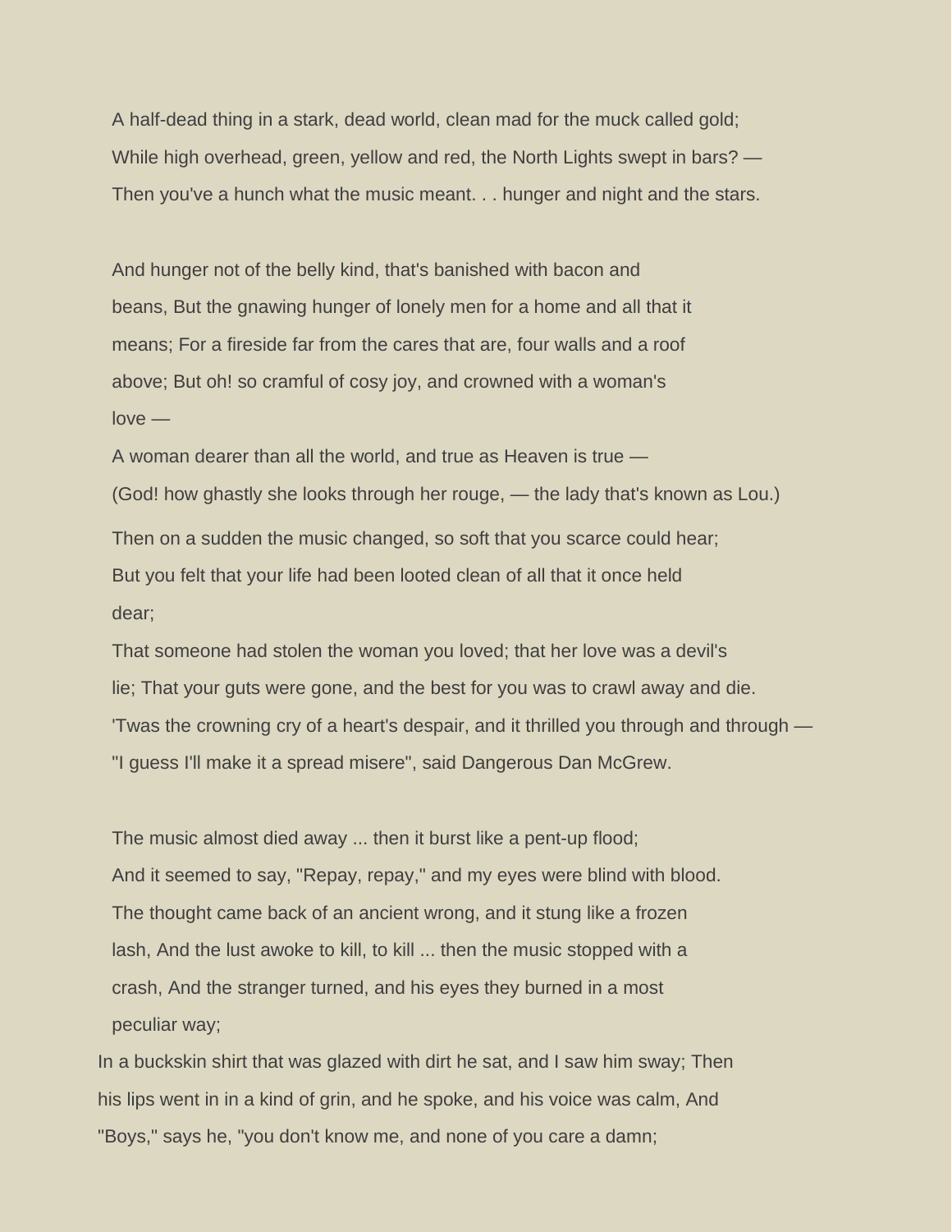A half-dead thing in a stark, dead world, clean mad for the muck called gold;

While high overhead, green, yellow and red, the North Lights swept in bars? —

Then you've a hunch what the music meant. . . hunger and night and the stars.

And hunger not of the belly kind, that's banished with bacon and

beans, But the gnawing hunger of lonely men for a home and all that it

means; For a fireside far from the cares that are, four walls and a roof

above; But oh! so cramful of cosy joy, and crowned with a woman's

love —

A woman dearer than all the world, and true as Heaven is true —

(God! how ghastly she looks through her rouge, — the lady that's known as Lou.)

Then on a sudden the music changed, so soft that you scarce could hear;

But you felt that your life had been looted clean of all that it once held

dear;

That someone had stolen the woman you loved; that her love was a devil's

lie; That your guts were gone, and the best for you was to crawl away and die.

'Twas the crowning cry of a heart's despair, and it thrilled you through and through —

"I guess I'll make it a spread misere", said Dangerous Dan McGrew.

The music almost died away ... then it burst like a pent-up flood;

And it seemed to say, "Repay, repay," and my eyes were blind with blood.

The thought came back of an ancient wrong, and it stung like a frozen

lash, And the lust awoke to kill, to kill ... then the music stopped with a

crash, And the stranger turned, and his eyes they burned in a most

peculiar way;

In a buckskin shirt that was glazed with dirt he sat, and I saw him sway; Then

his lips went in in a kind of grin, and he spoke, and his voice was calm, And

"Boys," says he, "you don't know me, and none of you care a damn;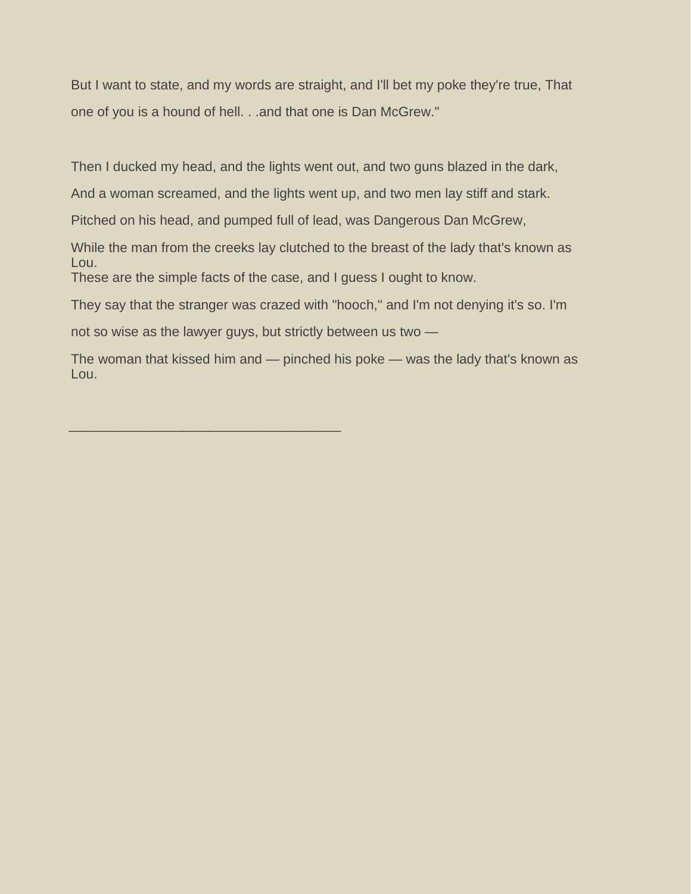But I want to state, and my words are straight, and I'll bet my poke they're true, That one of you is a hound of hell. . .and that one is Dan McGrew."

Then I ducked my head, and the lights went out, and two guns blazed in the dark,

And a woman screamed, and the lights went up, and two men lay stiff and stark.

Pitched on his head, and pumped full of lead, was Dangerous Dan McGrew,

While the man from the creeks lay clutched to the breast of the lady that's known as Lou.
These are the simple facts of the case, and I guess I ought to know.

They say that the stranger was crazed with "hooch," and I'm not denying it's so. I'm not so wise as the lawyer guys, but strictly between us two —

The woman that kissed him and — pinched his poke — was the lady that's known as Lou.

___________________________________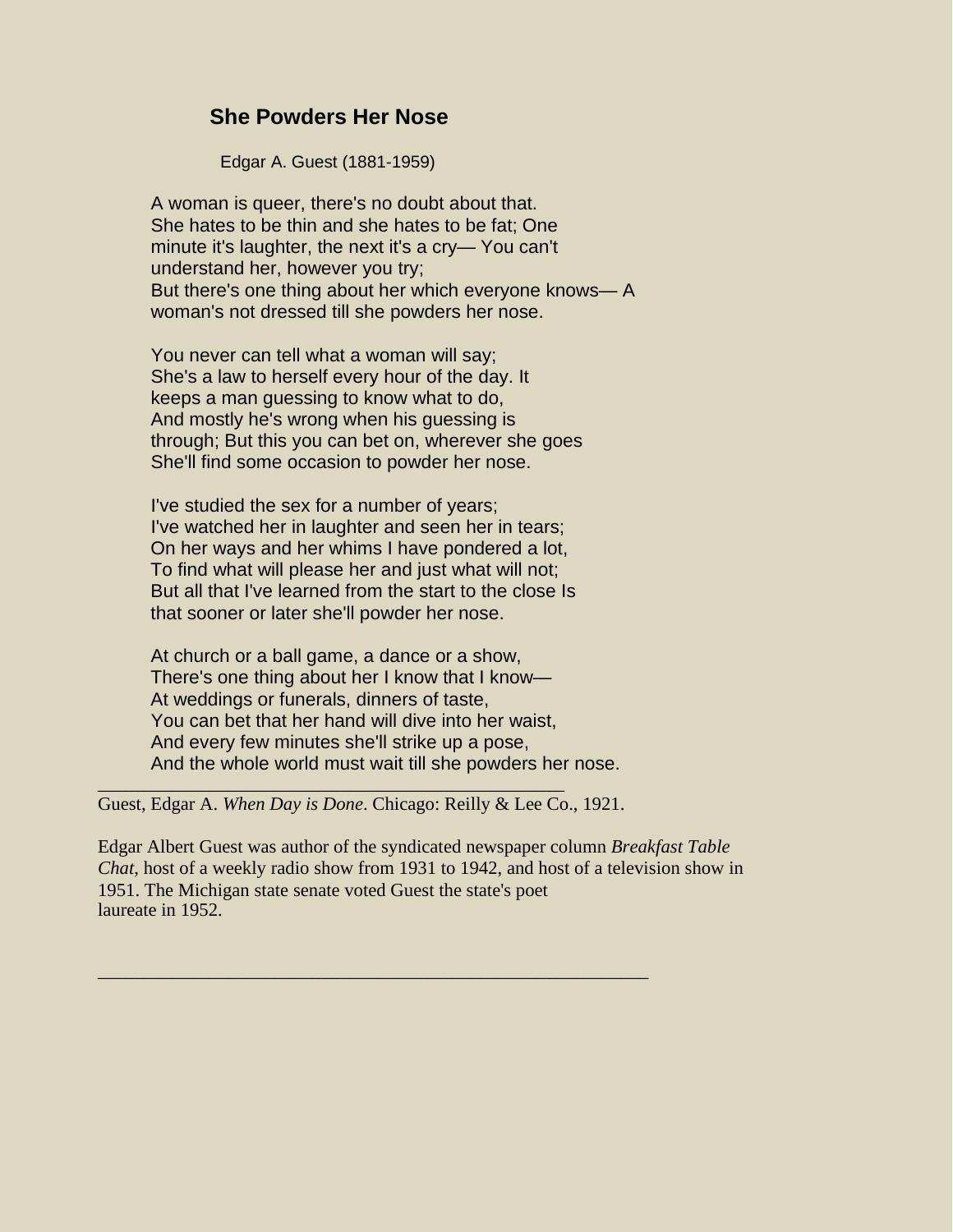## She Powders Her Nose

Edgar A. Guest (1881-1959)

A woman is queer, there's no doubt about that.  
She hates to be thin and she hates to be fat; One  
minute it's laughter, the next it's a cry— You can't  
understand her, however you try;  
But there's one thing about her which everyone knows— A  
woman's not dressed till she powders her nose.

You never can tell what a woman will say;  
She's a law to herself every hour of the day. It  
keeps a man guessing to know what to do,  
And mostly he's wrong when his guessing is  
through; But this you can bet on, wherever she goes  
She'll find some occasion to powder her nose.

I've studied the sex for a number of years;  
I've watched her in laughter and seen her in tears;  
On her ways and her whims I have pondered a lot,  
To find what will please her and just what will not;  
But all that I've learned from the start to the close Is  
that sooner or later she'll powder her nose.

At church or a ball game, a dance or a show,  
There's one thing about her I know that I know—  
At weddings or funerals, dinners of taste,  
You can bet that her hand will dive into her waist,  
And every few minutes she'll strike up a pose,  
And the whole world must wait till she powders her nose.

---

Guest, Edgar A. *When Day is Done*. Chicago: Reilly & Lee Co., 1921.

Edgar Albert Guest was author of the syndicated newspaper column *Breakfast Table Chat*, host of a weekly radio show from 1931 to 1942, and host of a television show in 1951. The Michigan state senate voted Guest the state's poet laureate in 1952.

---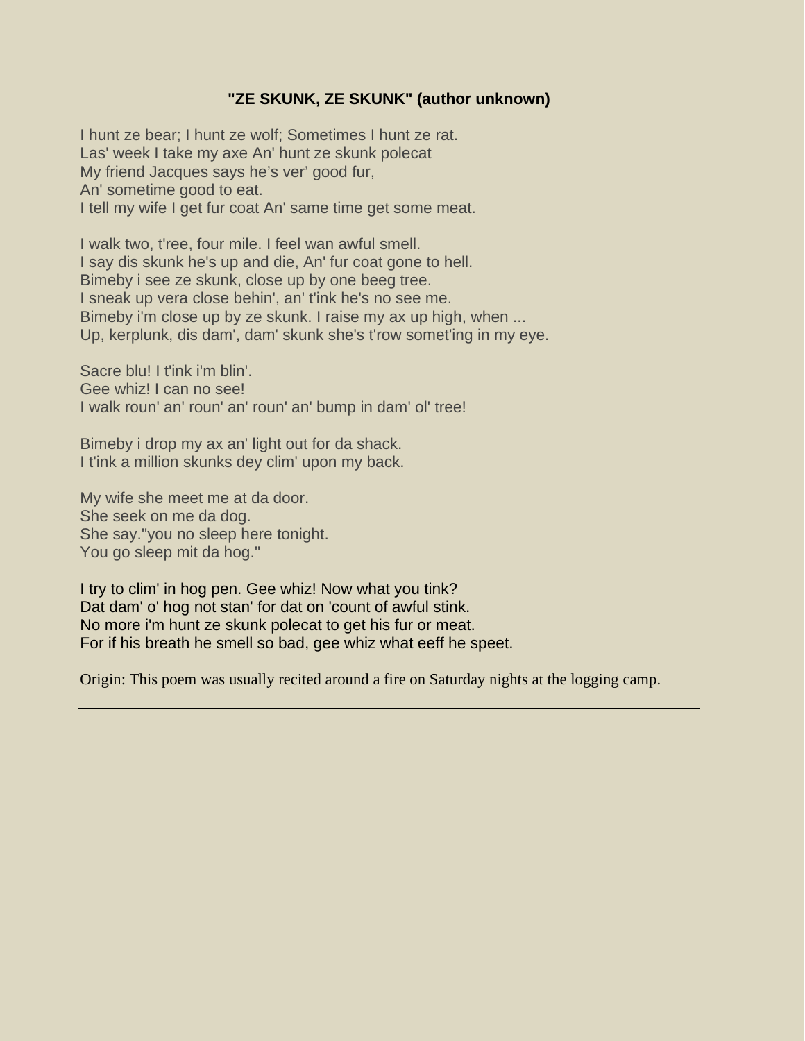## "ZE SKUNK, ZE SKUNK" (author unknown)

I hunt ze bear; I hunt ze wolf; Sometimes I hunt ze rat.
Las' week I take my axe An' hunt ze skunk polecat
My friend Jacques says he's ver' good fur,
An' sometime good to eat.
I tell my wife I get fur coat An' same time get some meat.

I walk two, t'ree, four mile. I feel wan awful smell.
I say dis skunk he's up and die, An' fur coat gone to hell.
Bimeby i see ze skunk, close up by one beeg tree.
I sneak up vera close behin', an' t'ink he's no see me.
Bimeby i'm close up by ze skunk. I raise my ax up high, when ...
Up, kerplunk, dis dam', dam' skunk she's t'row somet'ing in my eye.

Sacre blu! I t'ink i'm blin'.
Gee whiz! I can no see!
I walk roun' an' roun' an' roun' an' bump in dam' ol' tree!

Bimeby i drop my ax an' light out for da shack.
I t'ink a million skunks dey clim' upon my back.

My wife she meet me at da door.
She seek on me da dog.
She say."you no sleep here tonight.
You go sleep mit da hog."

I try to clim' in hog pen. Gee whiz! Now what you tink?
Dat dam' o' hog not stan' for dat on 'count of awful stink.
No more i'm hunt ze skunk polecat to get his fur or meat.
For if his breath he smell so bad, gee whiz what eeff he speet.

Origin: This poem was usually recited around a fire on Saturday nights at the logging camp.

---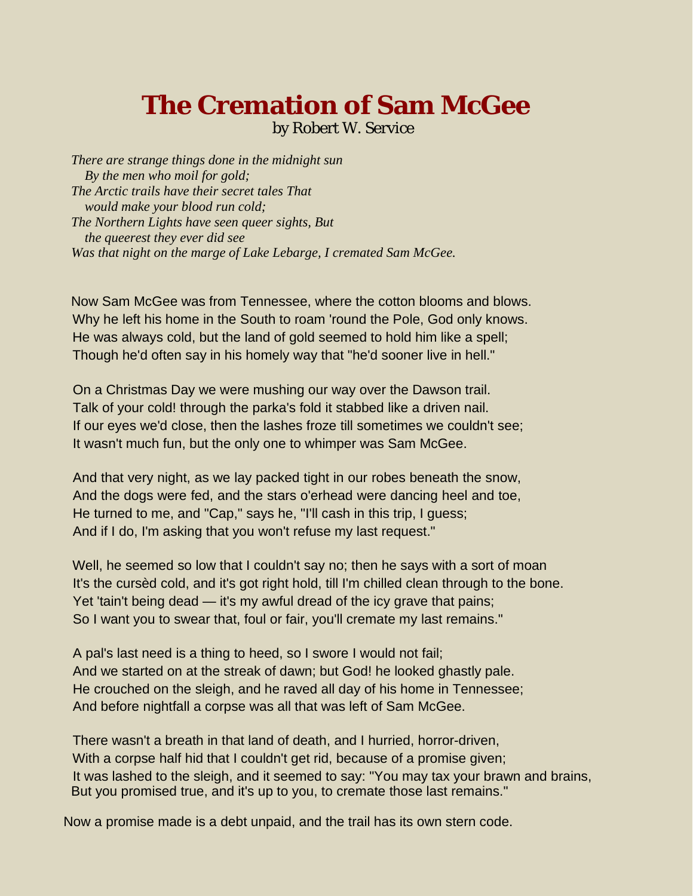# The Cremation of Sam McGee

by Robert W. Service

*There are strange things done in the midnight sun*
*By the men who moil for gold;*
*The Arctic trails have their secret tales That*
*would make your blood run cold;*
*The Northern Lights have seen queer sights, But*
*the queerest they ever did see*
*Was that night on the marge of Lake Lebarge, I cremated Sam McGee.*

Now Sam McGee was from Tennessee, where the cotton blooms and blows.
Why he left his home in the South to roam 'round the Pole, God only knows.
He was always cold, but the land of gold seemed to hold him like a spell;
Though he'd often say in his homely way that "he'd sooner live in hell."

On a Christmas Day we were mushing our way over the Dawson trail.
Talk of your cold! through the parka's fold it stabbed like a driven nail.
If our eyes we'd close, then the lashes froze till sometimes we couldn't see;
It wasn't much fun, but the only one to whimper was Sam McGee.

And that very night, as we lay packed tight in our robes beneath the snow,
And the dogs were fed, and the stars o'erhead were dancing heel and toe,
He turned to me, and "Cap," says he, "I'll cash in this trip, I guess;
And if I do, I'm asking that you won't refuse my last request."

Well, he seemed so low that I couldn't say no; then he says with a sort of moan
It's the cursèd cold, and it's got right hold, till I'm chilled clean through to the bone.
Yet 'tain't being dead — it's my awful dread of the icy grave that pains;
So I want you to swear that, foul or fair, you'll cremate my last remains."

A pal's last need is a thing to heed, so I swore I would not fail;
And we started on at the streak of dawn; but God! he looked ghastly pale.
He crouched on the sleigh, and he raved all day of his home in Tennessee;
And before nightfall a corpse was all that was left of Sam McGee.

There wasn't a breath in that land of death, and I hurried, horror-driven,
With a corpse half hid that I couldn't get rid, because of a promise given;
It was lashed to the sleigh, and it seemed to say: "You may tax your brawn and brains,
But you promised true, and it's up to you, to cremate those last remains."

Now a promise made is a debt unpaid, and the trail has its own stern code.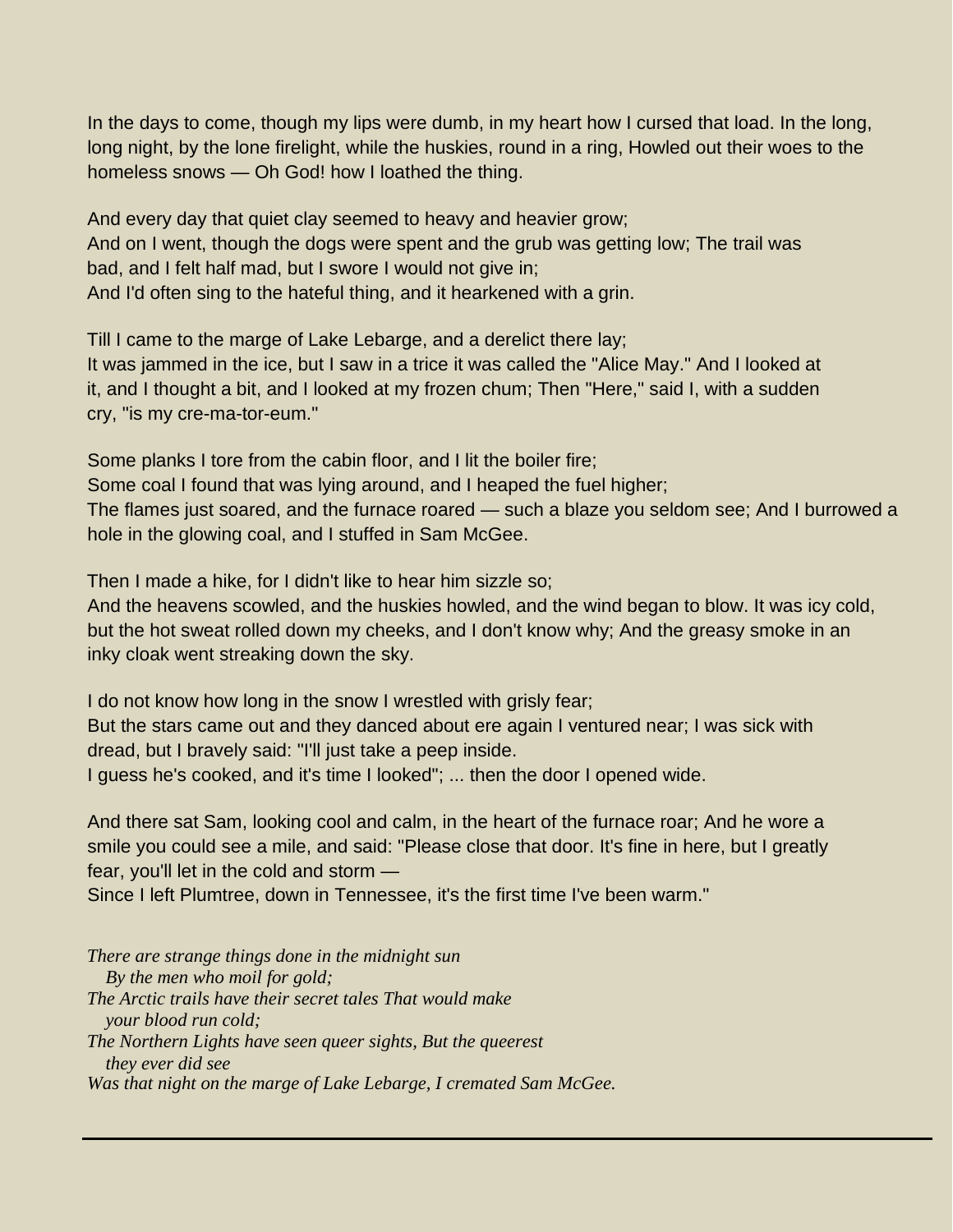In the days to come, though my lips were dumb, in my heart how I cursed that load. In the long, long night, by the lone firelight, while the huskies, round in a ring, Howled out their woes to the homeless snows — Oh God! how I loathed the thing.

And every day that quiet clay seemed to heavy and heavier grow;
And on I went, though the dogs were spent and the grub was getting low; The trail was bad, and I felt half mad, but I swore I would not give in;
And I'd often sing to the hateful thing, and it hearkened with a grin.

Till I came to the marge of Lake Lebarge, and a derelict there lay;
It was jammed in the ice, but I saw in a trice it was called the "Alice May." And I looked at it, and I thought a bit, and I looked at my frozen chum; Then "Here," said I, with a sudden cry, "is my cre-ma-tor-eum."

Some planks I tore from the cabin floor, and I lit the boiler fire;
Some coal I found that was lying around, and I heaped the fuel higher;
The flames just soared, and the furnace roared — such a blaze you seldom see; And I burrowed a hole in the glowing coal, and I stuffed in Sam McGee.

Then I made a hike, for I didn't like to hear him sizzle so;
And the heavens scowled, and the huskies howled, and the wind began to blow. It was icy cold, but the hot sweat rolled down my cheeks, and I don't know why; And the greasy smoke in an inky cloak went streaking down the sky.

I do not know how long in the snow I wrestled with grisly fear;
But the stars came out and they danced about ere again I ventured near; I was sick with dread, but I bravely said: "I'll just take a peep inside.
I guess he's cooked, and it's time I looked"; ... then the door I opened wide.

And there sat Sam, looking cool and calm, in the heart of the furnace roar; And he wore a smile you could see a mile, and said: "Please close that door. It's fine in here, but I greatly fear, you'll let in the cold and storm —
Since I left Plumtree, down in Tennessee, it's the first time I've been warm."

*There are strange things done in the midnight sun*
*By the men who moil for gold;*
*The Arctic trails have their secret tales That would make your blood run cold;*
*The Northern Lights have seen queer sights, But the queerest they ever did see*
*Was that night on the marge of Lake Lebarge, I cremated Sam McGee.*

---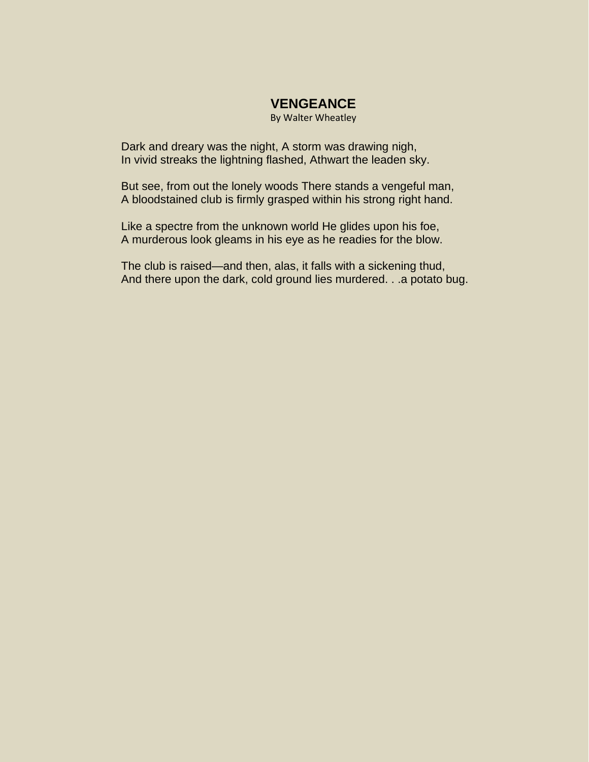# VENGEANCE

By Walter Wheatley

Dark and dreary was the night, A storm was drawing nigh,
In vivid streaks the lightning flashed, Athwart the leaden sky.

But see, from out the lonely woods There stands a vengeful man,
A bloodstained club is firmly grasped within his strong right hand.

Like a spectre from the unknown world He glides upon his foe,
A murderous look gleams in his eye as he readies for the blow.

The club is raised—and then, alas, it falls with a sickening thud,
And there upon the dark, cold ground lies murdered. . .a potato bug.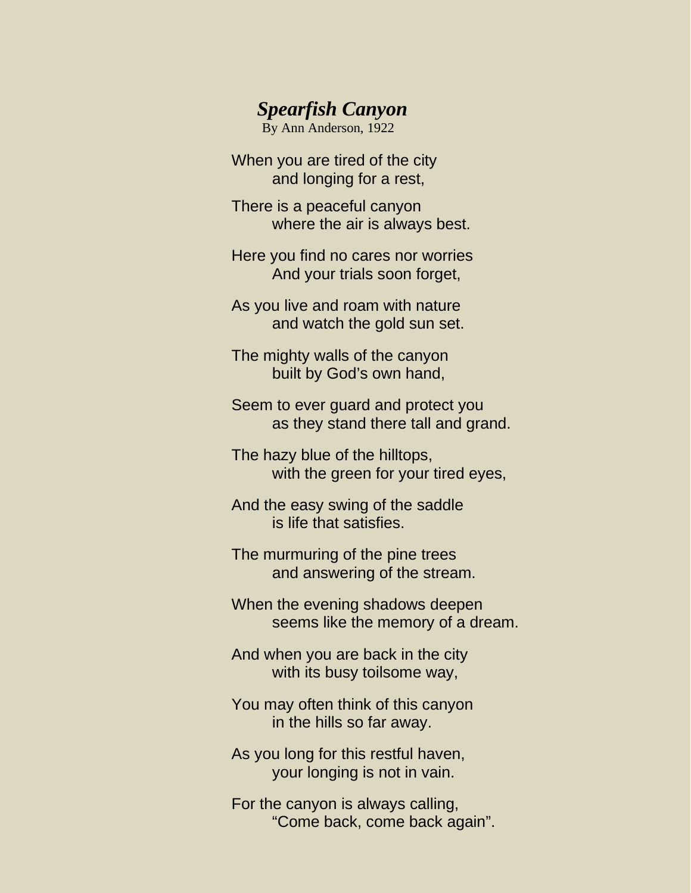# *Spearfish Canyon*

By Ann Anderson, 1922

When you are tired of the city
    and longing for a rest,

There is a peaceful canyon
    where the air is always best.

Here you find no cares nor worries
    And your trials soon forget,

As you live and roam with nature
    and watch the gold sun set.

The mighty walls of the canyon
    built by God's own hand,

Seem to ever guard and protect you
    as they stand there tall and grand.

The hazy blue of the hilltops,
    with the green for your tired eyes,

And the easy swing of the saddle
    is life that satisfies.

The murmuring of the pine trees
    and answering of the stream.

When the evening shadows deepen
    seems like the memory of a dream.

And when you are back in the city
    with its busy toilsome way,

You may often think of this canyon
    in the hills so far away.

As you long for this restful haven,
    your longing is not in vain.

For the canyon is always calling,
    "Come back, come back again".